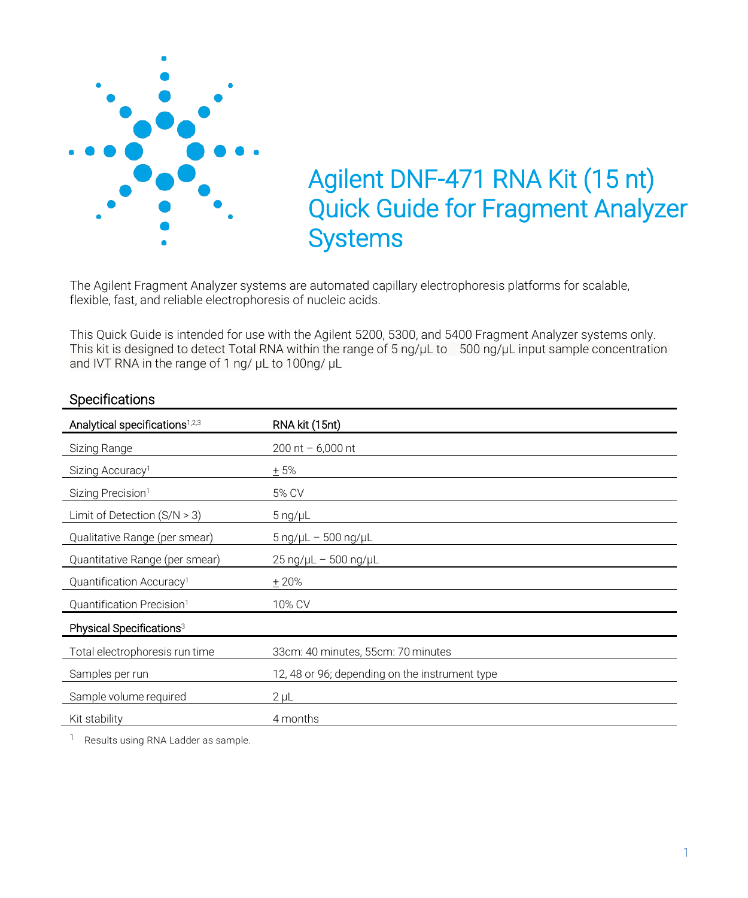# Agilent DNF-471 RNA Kit (15 nt) Quick Guide for Fragment Analyzer Systems

The Agilent Fragment Analyzer systems are automated capillary electrophoresis platforms for scalable, flexible, fast, and reliable electrophoresis of nucleic acids.

This Quick Guide is intended for use with the Agilent 5200, 5300, and 5400 Fragment Analyzer systems only. This kit is designed to detect Total RNA within the range of 5 ng/µL to 500 ng/µL input sample concentration and IVT RNA in the range of 1 ng/ µL to 100ng/ µL

## Specifications

| Analytical specifications[1,2,3] | RNA kit (15nt) |
|---|---|
| Sizing Range | 200 nt – 6,000 nt |
| Sizing Accuracy[1] | ± 5% |
| Sizing Precision[1] | 5% CV |
| Limit of Detection (S/N > 3) | 5 ng/µL |
| Qualitative Range (per smear) | 5 ng/µL – 500 ng/µL |
| Quantitative Range (per smear) | 25 ng/µL – 500 ng/µL |
| Quantification Accuracy[1] | ± 20% |
| Quantification Precision[1] | 10% CV |
| **Physical Specifications[3]** | |
| Total electrophoresis run time | 33cm: 40 minutes, 55cm: 70 minutes |
| Samples per run | 12, 48 or 96; depending on the instrument type |
| Sample volume required | 2 µL |
| Kit stability | 4 months |

[1] Results using RNA Ladder as sample.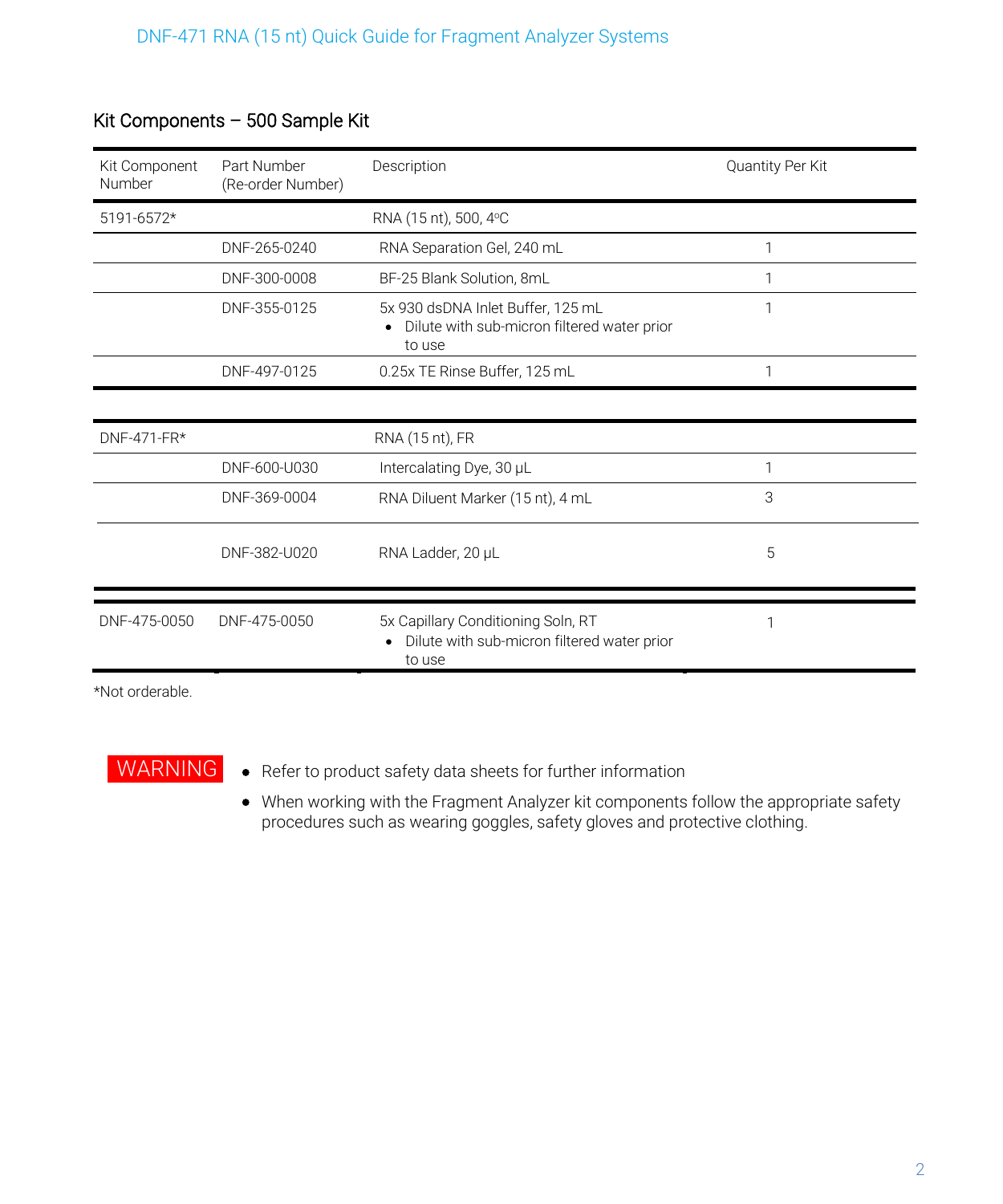## Kit Components – 500 Sample Kit

| Kit Component Number | Part Number (Re-order Number) | Description | Quantity Per Kit |
|---|---|---|---|
| 5191-6572* | | RNA (15 nt), 500, 4ºC | |
| | DNF-265-0240 | RNA Separation Gel, 240 mL | 1 |
| | DNF-300-0008 | BF-25 Blank Solution, 8mL | 1 |
| | DNF-355-0125 | 5x 930 dsDNA Inlet Buffer, 125 mL<br>• Dilute with sub-micron filtered water prior to use | 1 |
| | DNF-497-0125 | 0.25x TE Rinse Buffer, 125 mL | 1 |
| DNF-471-FR* | | RNA (15 nt), FR | |
| | DNF-600-U030 | Intercalating Dye, 30 µL | 1 |
| | DNF-369-0004 | RNA Diluent Marker (15 nt), 4 mL | 3 |
| | DNF-382-U020 | RNA Ladder, 20 µL | 5 |
| DNF-475-0050 | DNF-475-0050 | 5x Capillary Conditioning Soln, RT<br>• Dilute with sub-micron filtered water prior to use | 1 |

*Not orderable.

**WARNING**

- Refer to product safety data sheets for further information
- When working with the Fragment Analyzer kit components follow the appropriate safety procedures such as wearing goggles, safety gloves and protective clothing.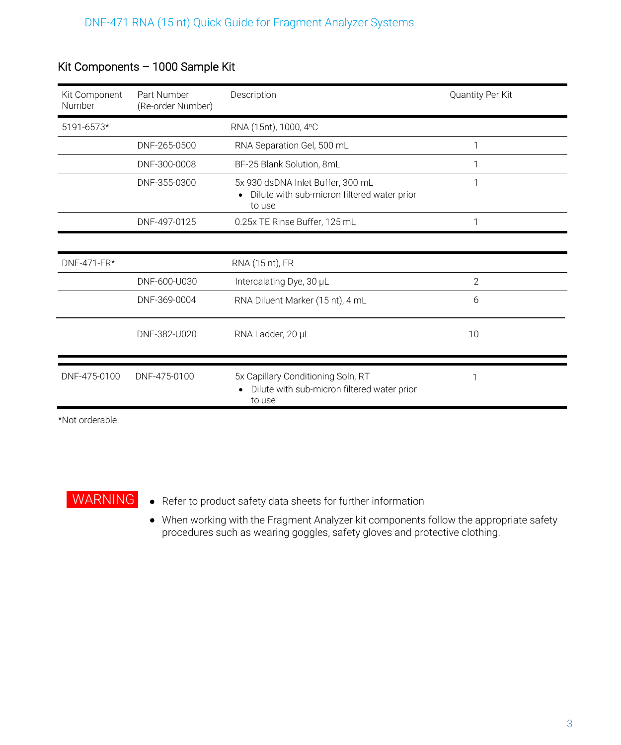## Kit Components – 1000 Sample Kit

| Kit Component Number | Part Number (Re-order Number) | Description | Quantity Per Kit |
|---|---|---|---|
| 5191-6573* | | RNA (15nt), 1000, 4°C | |
| | DNF-265-0500 | RNA Separation Gel, 500 mL | 1 |
| | DNF-300-0008 | BF-25 Blank Solution, 8mL | 1 |
| | DNF-355-0300 | 5x 930 dsDNA Inlet Buffer, 300 mL<br>• Dilute with sub-micron filtered water prior to use | 1 |
| | DNF-497-0125 | 0.25x TE Rinse Buffer, 125 mL | 1 |
| DNF-471-FR* | | RNA (15 nt), FR | |
| | DNF-600-U030 | Intercalating Dye, 30 µL | 2 |
| | DNF-369-0004 | RNA Diluent Marker (15 nt), 4 mL | 6 |
| | DNF-382-U020 | RNA Ladder, 20 µL | 10 |
| DNF-475-0100 | DNF-475-0100 | 5x Capillary Conditioning Soln, RT<br>• Dilute with sub-micron filtered water prior to use | 1 |

*Not orderable.

**WARNING**

- Refer to product safety data sheets for further information
- When working with the Fragment Analyzer kit components follow the appropriate safety procedures such as wearing goggles, safety gloves and protective clothing.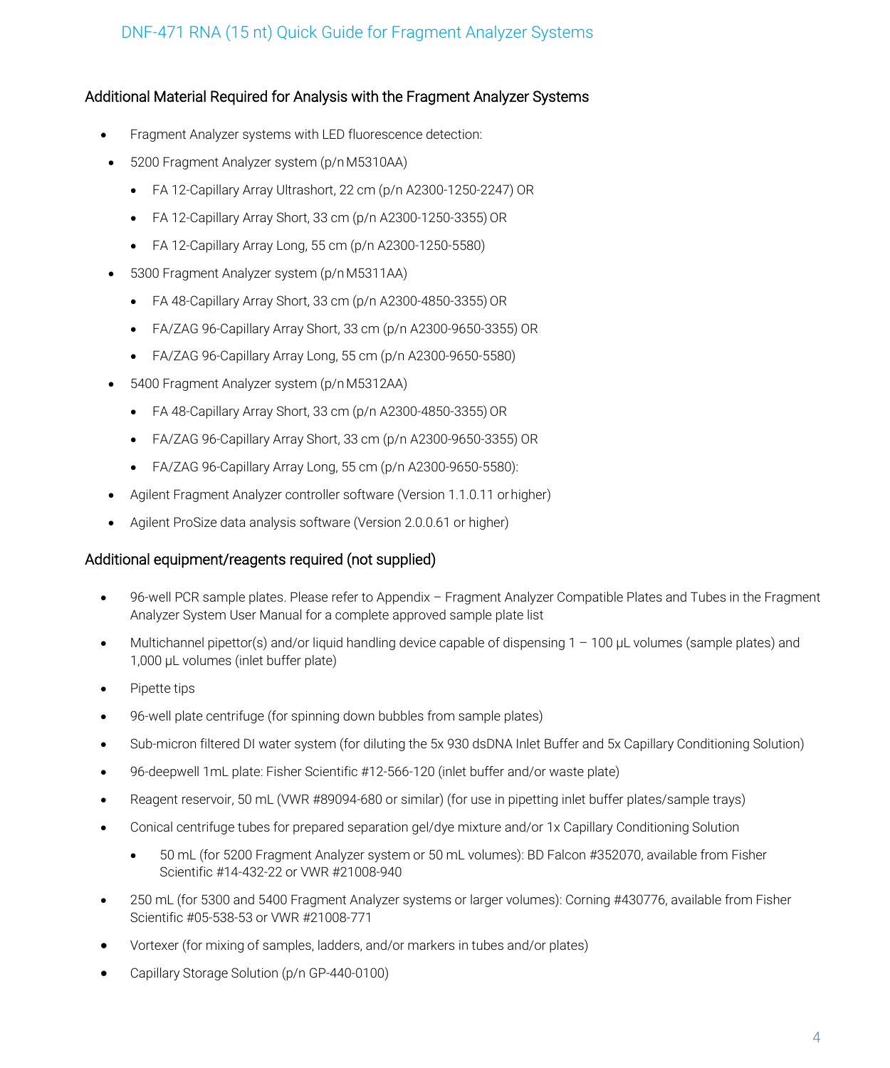## Additional Material Required for Analysis with the Fragment Analyzer Systems

- Fragment Analyzer systems with LED fluorescence detection:
- 5200 Fragment Analyzer system (p/n M5310AA)
  - FA 12-Capillary Array Ultrashort, 22 cm (p/n A2300-1250-2247) OR
  - FA 12-Capillary Array Short, 33 cm (p/n A2300-1250-3355) OR
  - FA 12-Capillary Array Long, 55 cm (p/n A2300-1250-5580)
- 5300 Fragment Analyzer system (p/n M5311AA)
  - FA 48-Capillary Array Short, 33 cm (p/n A2300-4850-3355) OR
  - FA/ZAG 96-Capillary Array Short, 33 cm (p/n A2300-9650-3355) OR
  - FA/ZAG 96-Capillary Array Long, 55 cm (p/n A2300-9650-5580)
- 5400 Fragment Analyzer system (p/n M5312AA)
  - FA 48-Capillary Array Short, 33 cm (p/n A2300-4850-3355) OR
  - FA/ZAG 96-Capillary Array Short, 33 cm (p/n A2300-9650-3355) OR
  - FA/ZAG 96-Capillary Array Long, 55 cm (p/n A2300-9650-5580):
- Agilent Fragment Analyzer controller software (Version 1.1.0.11 or higher)
- Agilent ProSize data analysis software (Version 2.0.0.61 or higher)

## Additional equipment/reagents required (not supplied)

- 96-well PCR sample plates. Please refer to Appendix – Fragment Analyzer Compatible Plates and Tubes in the Fragment Analyzer System User Manual for a complete approved sample plate list
- Multichannel pipettor(s) and/or liquid handling device capable of dispensing 1 – 100 µL volumes (sample plates) and 1,000 µL volumes (inlet buffer plate)
- Pipette tips
- 96-well plate centrifuge (for spinning down bubbles from sample plates)
- Sub-micron filtered DI water system (for diluting the 5x 930 dsDNA Inlet Buffer and 5x Capillary Conditioning Solution)
- 96-deepwell 1mL plate: Fisher Scientific #12-566-120 (inlet buffer and/or waste plate)
- Reagent reservoir, 50 mL (VWR #89094-680 or similar) (for use in pipetting inlet buffer plates/sample trays)
- Conical centrifuge tubes for prepared separation gel/dye mixture and/or 1x Capillary Conditioning Solution
  - 50 mL (for 5200 Fragment Analyzer system or 50 mL volumes): BD Falcon #352070, available from Fisher Scientific #14-432-22 or VWR #21008-940
- 250 mL (for 5300 and 5400 Fragment Analyzer systems or larger volumes): Corning #430776, available from Fisher Scientific #05-538-53 or VWR #21008-771
- Vortexer (for mixing of samples, ladders, and/or markers in tubes and/or plates)
- Capillary Storage Solution (p/n GP-440-0100)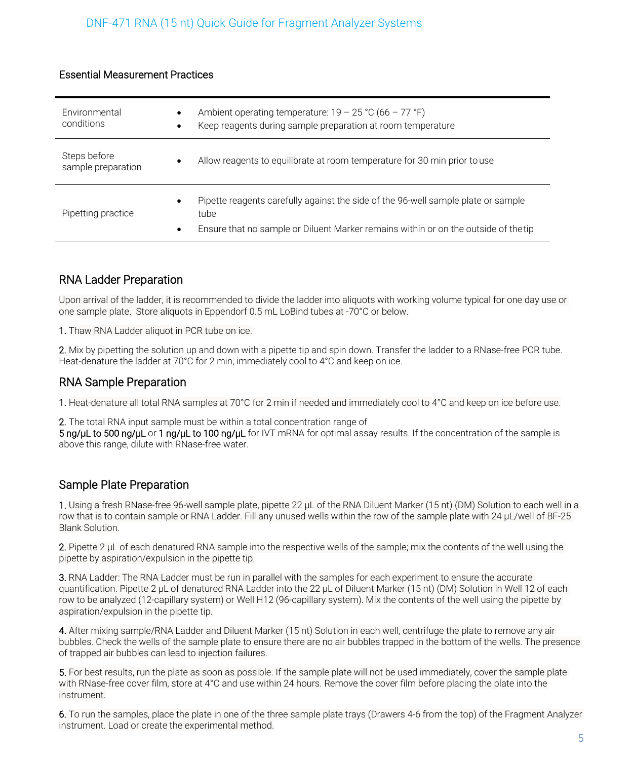### Essential Measurement Practices

| | |
|---|---|
| Environmental conditions | • Ambient operating temperature: 19 – 25 °C (66 – 77 °F)<br>• Keep reagents during sample preparation at room temperature |
| Steps before sample preparation | • Allow reagents to equilibrate at room temperature for 30 min prior to use |
| Pipetting practice | • Pipette reagents carefully against the side of the 96-well sample plate or sample tube<br>• Ensure that no sample or Diluent Marker remains within or on the outside of the tip |

## RNA Ladder Preparation

Upon arrival of the ladder, it is recommended to divide the ladder into aliquots with working volume typical for one day use or one sample plate. Store aliquots in Eppendorf 0.5 mL LoBind tubes at -70°C or below.

1. Thaw RNA Ladder aliquot in PCR tube on ice.

2. Mix by pipetting the solution up and down with a pipette tip and spin down. Transfer the ladder to a RNase-free PCR tube. Heat-denature the ladder at 70°C for 2 min, immediately cool to 4°C and keep on ice.

## RNA Sample Preparation

1. Heat-denature all total RNA samples at 70°C for 2 min if needed and immediately cool to 4°C and keep on ice before use.

2. The total RNA input sample must be within a total concentration range of 5 ng/µL to 500 ng/µL or 1 ng/µL to 100 ng/µL for IVT mRNA for optimal assay results. If the concentration of the sample is above this range, dilute with RNase-free water.

## Sample Plate Preparation

1. Using a fresh RNase-free 96-well sample plate, pipette 22 µL of the RNA Diluent Marker (15 nt) (DM) Solution to each well in a row that is to contain sample or RNA Ladder. Fill any unused wells within the row of the sample plate with 24 µL/well of BF-25 Blank Solution.

2. Pipette 2 µL of each denatured RNA sample into the respective wells of the sample; mix the contents of the well using the pipette by aspiration/expulsion in the pipette tip.

3. RNA Ladder: The RNA Ladder must be run in parallel with the samples for each experiment to ensure the accurate quantification. Pipette 2 µL of denatured RNA Ladder into the 22 µL of Diluent Marker (15 nt) (DM) Solution in Well 12 of each row to be analyzed (12-capillary system) or Well H12 (96-capillary system). Mix the contents of the well using the pipette by aspiration/expulsion in the pipette tip.

4. After mixing sample/RNA Ladder and Diluent Marker (15 nt) Solution in each well, centrifuge the plate to remove any air bubbles. Check the wells of the sample plate to ensure there are no air bubbles trapped in the bottom of the wells. The presence of trapped air bubbles can lead to injection failures.

5. For best results, run the plate as soon as possible. If the sample plate will not be used immediately, cover the sample plate with RNase-free cover film, store at 4°C and use within 24 hours. Remove the cover film before placing the plate into the instrument.

6. To run the samples, place the plate in one of the three sample plate trays (Drawers 4-6 from the top) of the Fragment Analyzer instrument. Load or create the experimental method.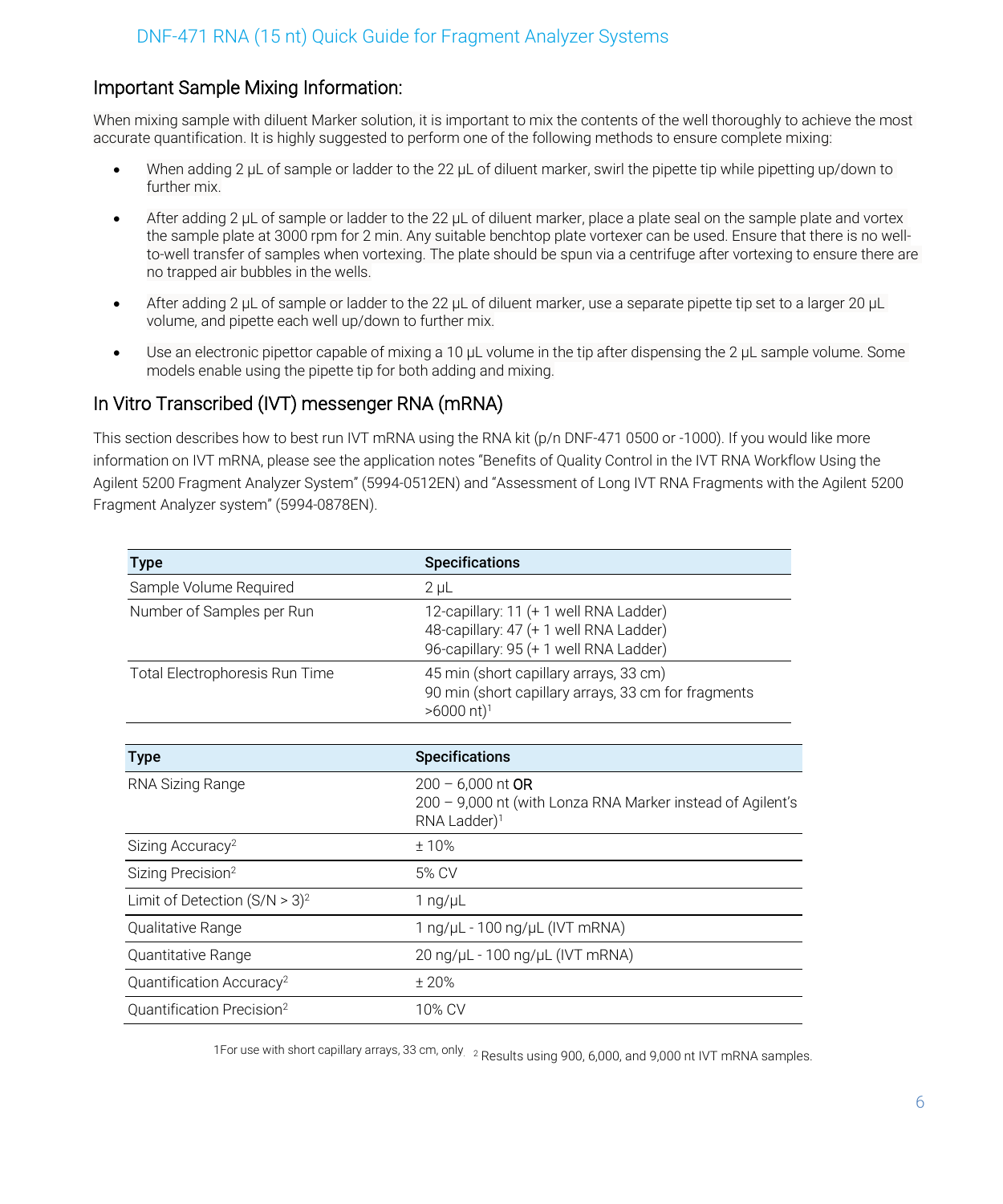## Important Sample Mixing Information:

When mixing sample with diluent Marker solution, it is important to mix the contents of the well thoroughly to achieve the most accurate quantification. It is highly suggested to perform one of the following methods to ensure complete mixing:

- When adding 2 µL of sample or ladder to the 22 µL of diluent marker, swirl the pipette tip while pipetting up/down to further mix.
- After adding 2 µL of sample or ladder to the 22 µL of diluent marker, place a plate seal on the sample plate and vortex the sample plate at 3000 rpm for 2 min. Any suitable benchtop plate vortexer can be used. Ensure that there is no well-to-well transfer of samples when vortexing. The plate should be spun via a centrifuge after vortexing to ensure there are no trapped air bubbles in the wells.
- After adding 2 µL of sample or ladder to the 22 µL of diluent marker, use a separate pipette tip set to a larger 20 µL volume, and pipette each well up/down to further mix.
- Use an electronic pipettor capable of mixing a 10 µL volume in the tip after dispensing the 2 µL sample volume. Some models enable using the pipette tip for both adding and mixing.

## In Vitro Transcribed (IVT) messenger RNA (mRNA)

This section describes how to best run IVT mRNA using the RNA kit (p/n DNF-471 0500 or -1000). If you would like more information on IVT mRNA, please see the application notes "Benefits of Quality Control in the IVT RNA Workflow Using the Agilent 5200 Fragment Analyzer System" (5994-0512EN) and "Assessment of Long IVT RNA Fragments with the Agilent 5200 Fragment Analyzer system" (5994-0878EN).

| Type | Specifications |
|---|---|
| Sample Volume Required | 2 µL |
| Number of Samples per Run | 12-capillary: 11 (+ 1 well RNA Ladder)<br>48-capillary: 47 (+ 1 well RNA Ladder)<br>96-capillary: 95 (+ 1 well RNA Ladder) |
| Total Electrophoresis Run Time | 45 min (short capillary arrays, 33 cm)<br>90 min (short capillary arrays, 33 cm for fragments >6000 nt)[1] |

| Type | Specifications |
|---|---|
| RNA Sizing Range | 200 – 6,000 nt OR<br>200 – 9,000 nt (with Lonza RNA Marker instead of Agilent's RNA Ladder)[1] |
| Sizing Accuracy[2] | ± 10% |
| Sizing Precision[2] | 5% CV |
| Limit of Detection (S/N > 3)[2] | 1 ng/µL |
| Qualitative Range | 1 ng/µL - 100 ng/µL (IVT mRNA) |
| Quantitative Range | 20 ng/µL - 100 ng/µL (IVT mRNA) |
| Quantification Accuracy[2] | ± 20% |
| Quantification Precision[2] | 10% CV |

[1] For use with short capillary arrays, 33 cm, only. [2] Results using 900, 6,000, and 9,000 nt IVT mRNA samples.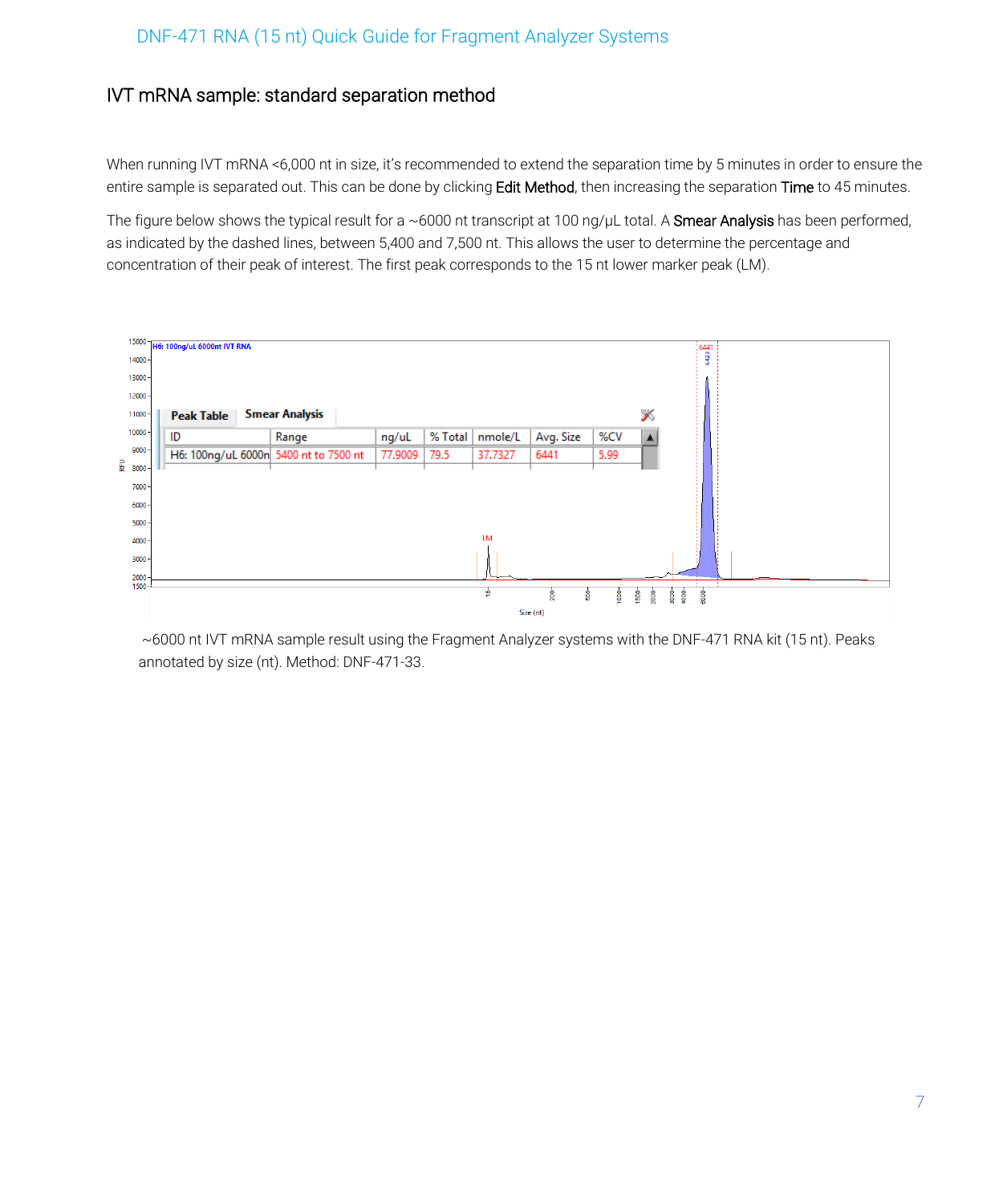## IVT mRNA sample: standard separation method

When running IVT mRNA <6,000 nt in size, it's recommended to extend the separation time by 5 minutes in order to ensure the entire sample is separated out. This can be done by clicking **Edit Method**, then increasing the separation **Time** to 45 minutes.

The figure below shows the typical result for a ~6000 nt transcript at 100 ng/µL total. A **Smear Analysis** has been performed, as indicated by the dashed lines, between 5,400 and 7,500 nt. This allows the user to determine the percentage and concentration of their peak of interest. The first peak corresponds to the 15 nt lower marker peak (LM).

| ID | Range | ng/uL | % Total | nmole/L | Avg. Size | %CV |
|---|---|---|---|---|---|---|
| H6: 100ng/uL 6000n | 5400 nt to 7500 nt | 77.9009 | 79.5 | 37.7327 | 6441 | 5.99 |

~6000 nt IVT mRNA sample result using the Fragment Analyzer systems with the DNF-471 RNA kit (15 nt). Peaks annotated by size (nt). Method: DNF-471-33.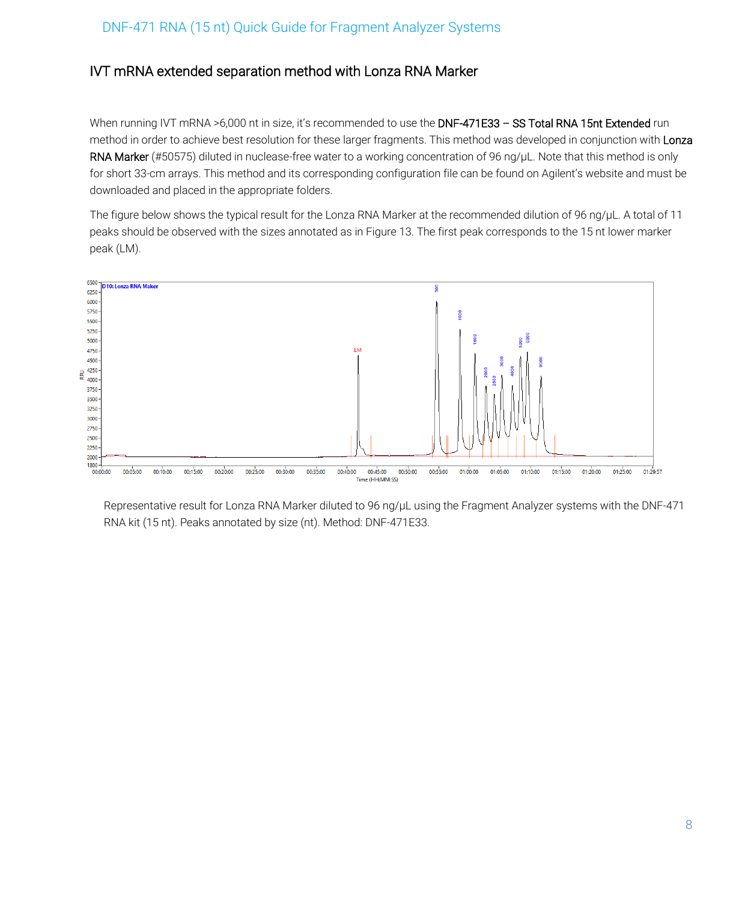## IVT mRNA extended separation method with Lonza RNA Marker

When running IVT mRNA >6,000 nt in size, it's recommended to use the **DNF-471E33 – SS Total RNA 15nt Extended** run method in order to achieve best resolution for these larger fragments. This method was developed in conjunction with **Lonza RNA Marker** (#50575) diluted in nuclease-free water to a working concentration of 96 ng/µL. Note that this method is only for short 33-cm arrays. This method and its corresponding configuration file can be found on Agilent's website and must be downloaded and placed in the appropriate folders.

The figure below shows the typical result for the Lonza RNA Marker at the recommended dilution of 96 ng/µL. A total of 11 peaks should be observed with the sizes annotated as in Figure 13. The first peak corresponds to the 15 nt lower marker peak (LM).

Representative result for Lonza RNA Marker diluted to 96 ng/µL using the Fragment Analyzer systems with the DNF-471 RNA kit (15 nt). Peaks annotated by size (nt). Method: DNF-471E33.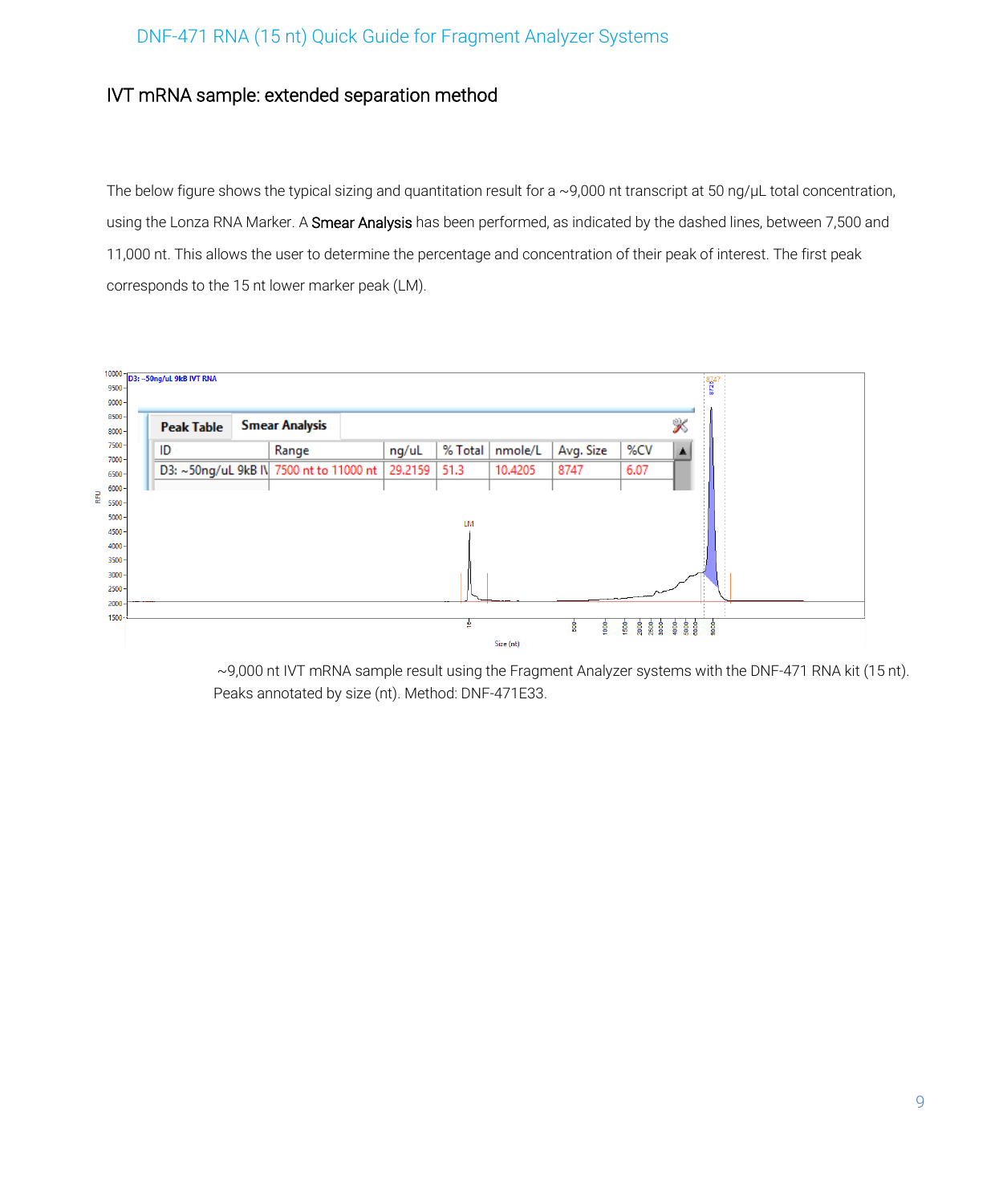## IVT mRNA sample: extended separation method

The below figure shows the typical sizing and quantitation result for a ~9,000 nt transcript at 50 ng/µL total concentration, using the Lonza RNA Marker. A **Smear Analysis** has been performed, as indicated by the dashed lines, between 7,500 and 11,000 nt. This allows the user to determine the percentage and concentration of their peak of interest. The first peak corresponds to the 15 nt lower marker peak (LM).

| ID | Range | ng/uL | % Total | nmole/L | Avg. Size | %CV |
|---|---|---|---|---|---|---|
| D3: ~50ng/uL 9kB IV | 7500 nt to 11000 nt | 29.2159 | 51.3 | 10.4205 | 8747 | 6.07 |

~9,000 nt IVT mRNA sample result using the Fragment Analyzer systems with the DNF-471 RNA kit (15 nt). Peaks annotated by size (nt). Method: DNF-471E33.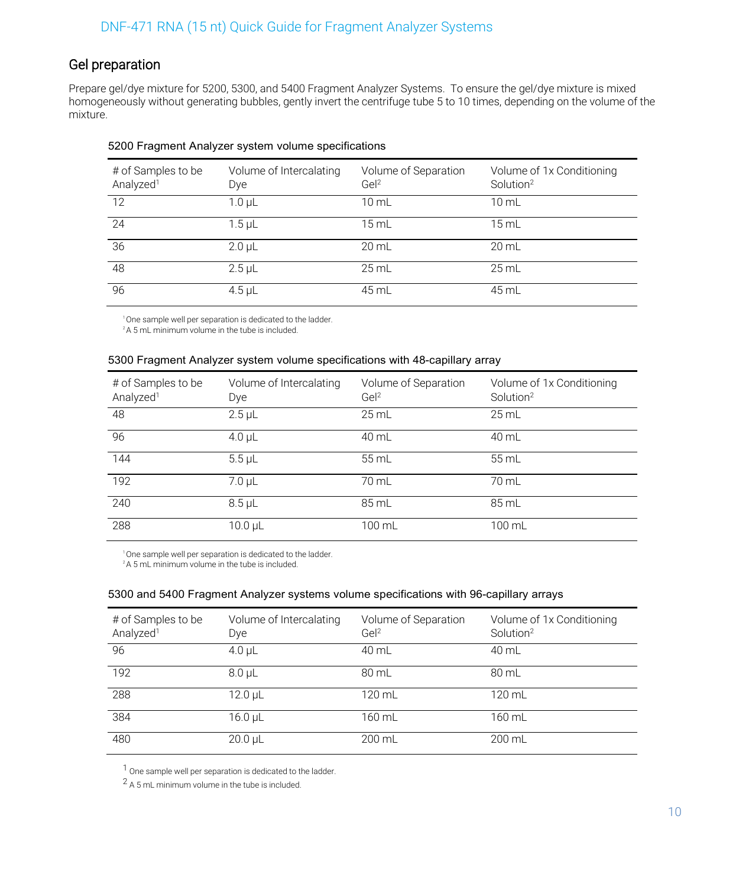## Gel preparation

Prepare gel/dye mixture for 5200, 5300, and 5400 Fragment Analyzer Systems. To ensure the gel/dye mixture is mixed homogeneously without generating bubbles, gently invert the centrifuge tube 5 to 10 times, depending on the volume of the mixture.

5200 Fragment Analyzer system volume specifications

| # of Samples to be Analyzed[1] | Volume of Intercalating Dye | Volume of Separation Gel[2] | Volume of 1x Conditioning Solution[2] |
|---|---|---|---|
| 12 | 1.0 µL | 10 mL | 10 mL |
| 24 | 1.5 µL | 15 mL | 15 mL |
| 36 | 2.0 µL | 20 mL | 20 mL |
| 48 | 2.5 µL | 25 mL | 25 mL |
| 96 | 4.5 µL | 45 mL | 45 mL |

[1] One sample well per separation is dedicated to the ladder.
[2] A 5 mL minimum volume in the tube is included.

5300 Fragment Analyzer system volume specifications with 48-capillary array

| # of Samples to be Analyzed[1] | Volume of Intercalating Dye | Volume of Separation Gel[2] | Volume of 1x Conditioning Solution[2] |
|---|---|---|---|
| 48 | 2.5 µL | 25 mL | 25 mL |
| 96 | 4.0 µL | 40 mL | 40 mL |
| 144 | 5.5 µL | 55 mL | 55 mL |
| 192 | 7.0 µL | 70 mL | 70 mL |
| 240 | 8.5 µL | 85 mL | 85 mL |
| 288 | 10.0 µL | 100 mL | 100 mL |

[1] One sample well per separation is dedicated to the ladder.
[2] A 5 mL minimum volume in the tube is included.

5300 and 5400 Fragment Analyzer systems volume specifications with 96-capillary arrays

| # of Samples to be Analyzed[1] | Volume of Intercalating Dye | Volume of Separation Gel[2] | Volume of 1x Conditioning Solution[2] |
|---|---|---|---|
| 96 | 4.0 µL | 40 mL | 40 mL |
| 192 | 8.0 µL | 80 mL | 80 mL |
| 288 | 12.0 µL | 120 mL | 120 mL |
| 384 | 16.0 µL | 160 mL | 160 mL |
| 480 | 20.0 µL | 200 mL | 200 mL |

[1] One sample well per separation is dedicated to the ladder.
[2] A 5 mL minimum volume in the tube is included.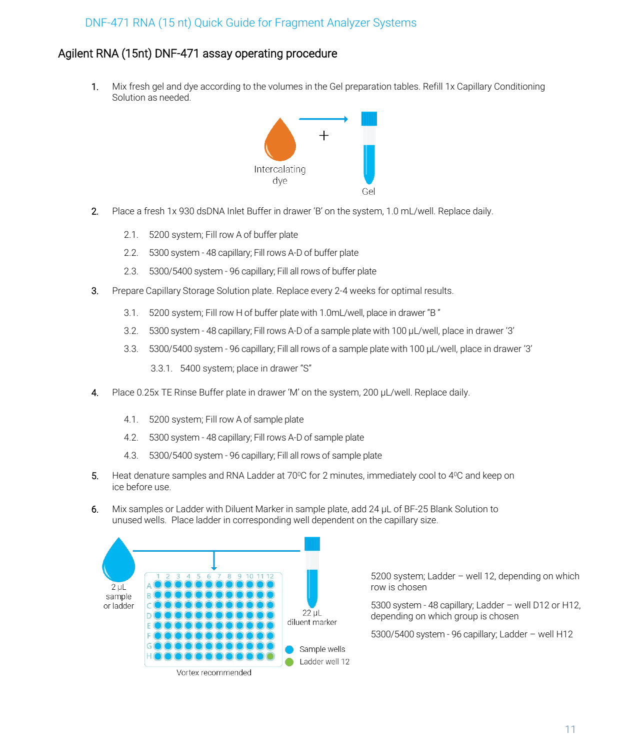## Agilent RNA (15nt) DNF-471 assay operating procedure

1. Mix fresh gel and dye according to the volumes in the Gel preparation tables. Refill 1x Capillary Conditioning Solution as needed.

   Intercalating dye + Gel

2. Place a fresh 1x 930 dsDNA Inlet Buffer in drawer 'B' on the system, 1.0 mL/well. Replace daily.
   - 2.1. 5200 system; Fill row A of buffer plate
   - 2.2. 5300 system - 48 capillary; Fill rows A-D of buffer plate
   - 2.3. 5300/5400 system - 96 capillary; Fill all rows of buffer plate
3. Prepare Capillary Storage Solution plate. Replace every 2-4 weeks for optimal results.
   - 3.1. 5200 system; Fill row H of buffer plate with 1.0mL/well, place in drawer "B"
   - 3.2. 5300 system - 48 capillary; Fill rows A-D of a sample plate with 100 µL/well, place in drawer '3'
   - 3.3. 5300/5400 system - 96 capillary; Fill all rows of a sample plate with 100 µL/well, place in drawer '3'
     - 3.3.1. 5400 system; place in drawer "S"
4. Place 0.25x TE Rinse Buffer plate in drawer 'M' on the system, 200 µL/well. Replace daily.
   - 4.1. 5200 system; Fill row A of sample plate
   - 4.2. 5300 system - 48 capillary; Fill rows A-D of sample plate
   - 4.3. 5300/5400 system - 96 capillary; Fill all rows of sample plate
5. Heat denature samples and RNA Ladder at 70°C for 2 minutes, immediately cool to 4°C and keep on ice before use.
6. Mix samples or Ladder with Diluent Marker in sample plate, add 24 µL of BF-25 Blank Solution to unused wells. Place ladder in corresponding well dependent on the capillary size.

   2 µL sample or ladder; 22 µL diluent marker; Vortex recommended; Sample wells; Ladder well 12

   5200 system; Ladder – well 12, depending on which row is chosen

   5300 system - 48 capillary; Ladder – well D12 or H12, depending on which group is chosen

   5300/5400 system - 96 capillary; Ladder – well H12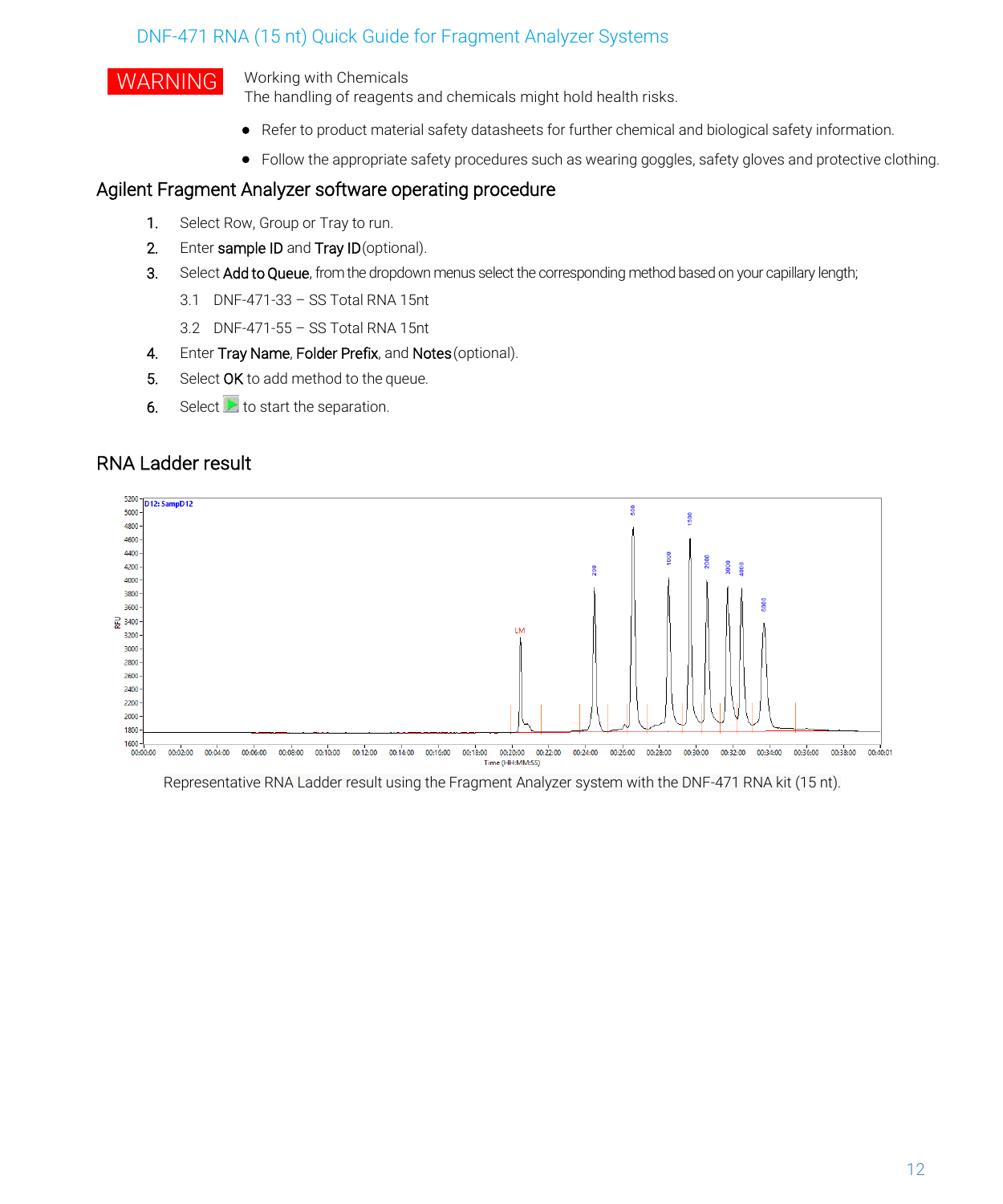WARNING

Working with Chemicals
The handling of reagents and chemicals might hold health risks.

- Refer to product material safety datasheets for further chemical and biological safety information.
- Follow the appropriate safety procedures such as wearing goggles, safety gloves and protective clothing.

## Agilent Fragment Analyzer software operating procedure

1. Select Row, Group or Tray to run.
2. Enter **sample ID** and **Tray ID** (optional).
3. Select **Add to Queue**, from the dropdown menus select the corresponding method based on your capillary length;
   3.1 DNF-471-33 – SS Total RNA 15nt
   3.2 DNF-471-55 – SS Total RNA 15nt
4. Enter **Tray Name**, **Folder Prefix**, and **Notes** (optional).
5. Select **OK** to add method to the queue.
6. Select ▶ to start the separation.

## RNA Ladder result

Representative RNA Ladder result using the Fragment Analyzer system with the DNF-471 RNA kit (15 nt).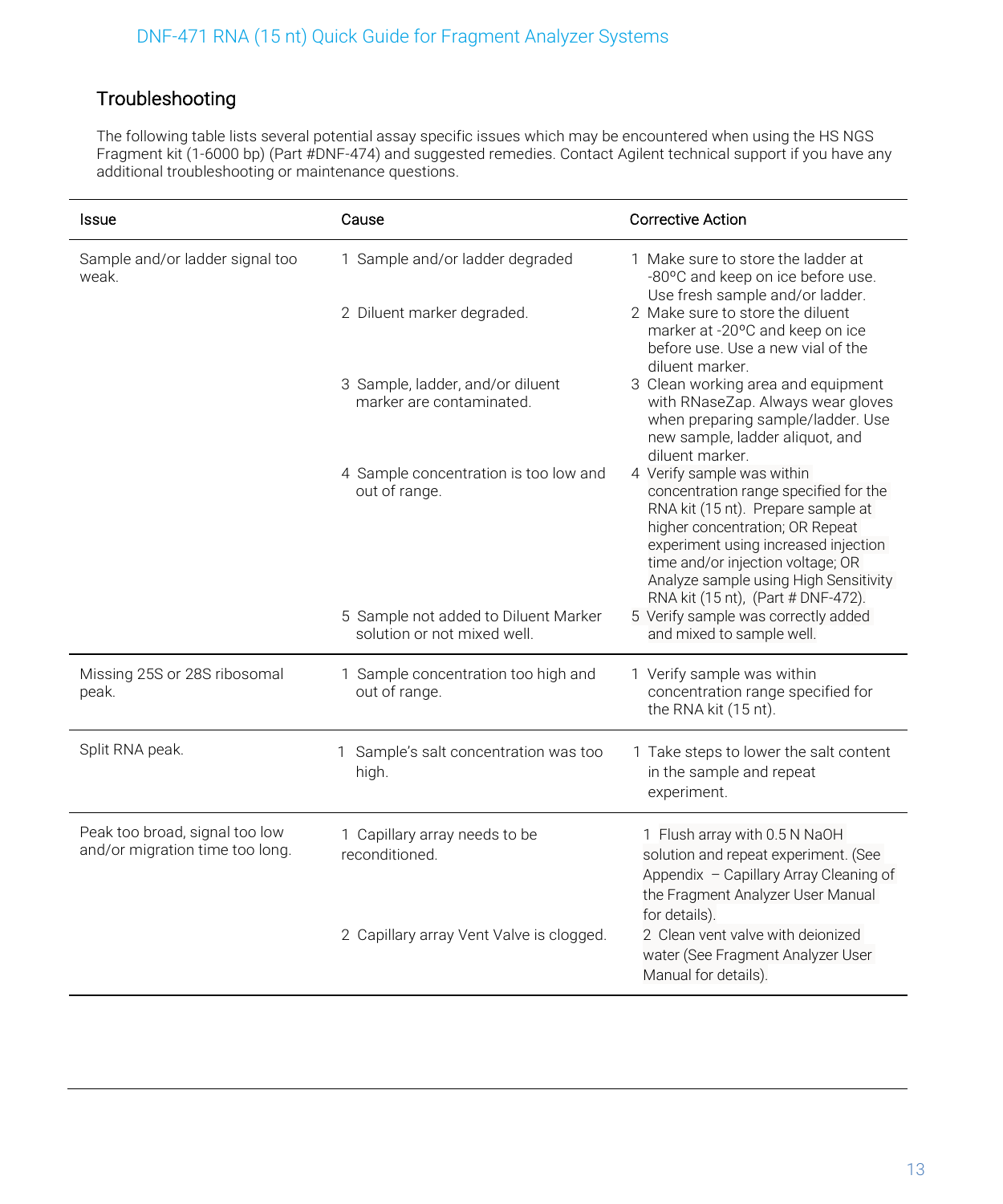## Troubleshooting

The following table lists several potential assay specific issues which may be encountered when using the HS NGS Fragment kit (1-6000 bp) (Part #DNF-474) and suggested remedies. Contact Agilent technical support if you have any additional troubleshooting or maintenance questions.

| Issue | Cause | Corrective Action |
|---|---|---|
| Sample and/or ladder signal too weak. | 1 Sample and/or ladder degraded | 1 Make sure to store the ladder at -80ºC and keep on ice before use. Use fresh sample and/or ladder. |
| | 2 Diluent marker degraded. | 2 Make sure to store the diluent marker at -20ºC and keep on ice before use. Use a new vial of the diluent marker. |
| | 3 Sample, ladder, and/or diluent marker are contaminated. | 3 Clean working area and equipment with RNaseZap. Always wear gloves when preparing sample/ladder. Use new sample, ladder aliquot, and diluent marker. |
| | 4 Sample concentration is too low and out of range. | 4 Verify sample was within concentration range specified for the RNA kit (15 nt). Prepare sample at higher concentration; OR Repeat experiment using increased injection time and/or injection voltage; OR Analyze sample using High Sensitivity RNA kit (15 nt), (Part # DNF-472). |
| | 5 Sample not added to Diluent Marker solution or not mixed well. | 5 Verify sample was correctly added and mixed to sample well. |
| Missing 25S or 28S ribosomal peak. | 1 Sample concentration too high and out of range. | 1 Verify sample was within concentration range specified for the RNA kit (15 nt). |
| Split RNA peak. | 1 Sample's salt concentration was too high. | 1 Take steps to lower the salt content in the sample and repeat experiment. |
| Peak too broad, signal too low and/or migration time too long. | 1 Capillary array needs to be reconditioned. | 1 Flush array with 0.5 N NaOH solution and repeat experiment. (See Appendix – Capillary Array Cleaning of the Fragment Analyzer User Manual for details). |
| | 2 Capillary array Vent Valve is clogged. | 2 Clean vent valve with deionized water (See Fragment Analyzer User Manual for details). |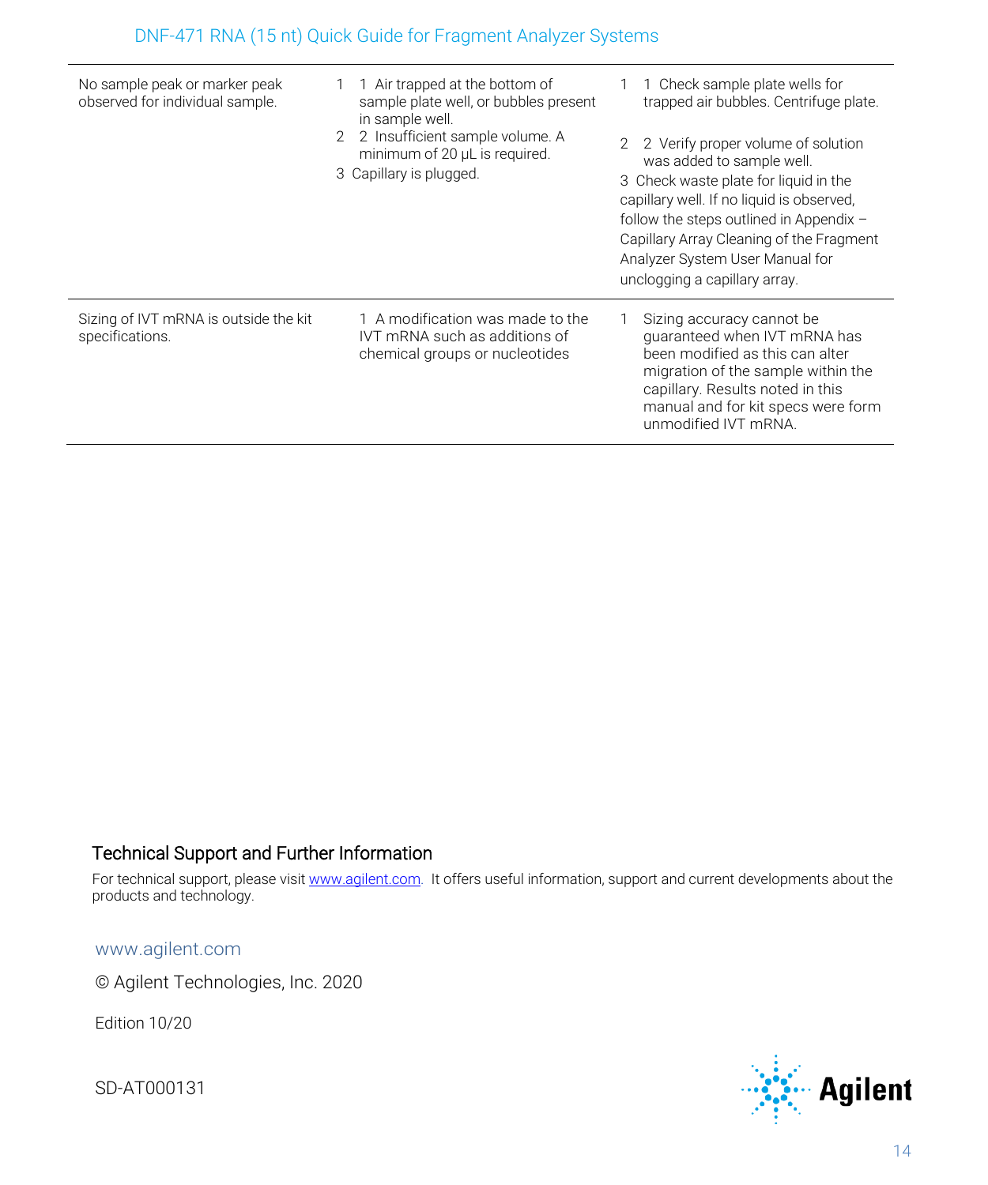| | | |
|---|---|---|
| No sample peak or marker peak observed for individual sample. | 1 1 Air trapped at the bottom of sample plate well, or bubbles present in sample well.<br>2 2 Insufficient sample volume. A minimum of 20 µL is required.<br>3 Capillary is plugged. | 1 1 Check sample plate wells for trapped air bubbles. Centrifuge plate.<br>2 2 Verify proper volume of solution was added to sample well.<br>3 Check waste plate for liquid in the capillary well. If no liquid is observed, follow the steps outlined in Appendix – Capillary Array Cleaning of the Fragment Analyzer System User Manual for unclogging a capillary array. |
| Sizing of IVT mRNA is outside the kit specifications. | 1 A modification was made to the IVT mRNA such as additions of chemical groups or nucleotides | 1 Sizing accuracy cannot be guaranteed when IVT mRNA has been modified as this can alter migration of the sample within the capillary. Results noted in this manual and for kit specs were form unmodified IVT mRNA. |

## Technical Support and Further Information

For technical support, please visit www.agilent.com. It offers useful information, support and current developments about the products and technology.

www.agilent.com

© Agilent Technologies, Inc. 2020

Edition 10/20

SD-AT000131

Agilent